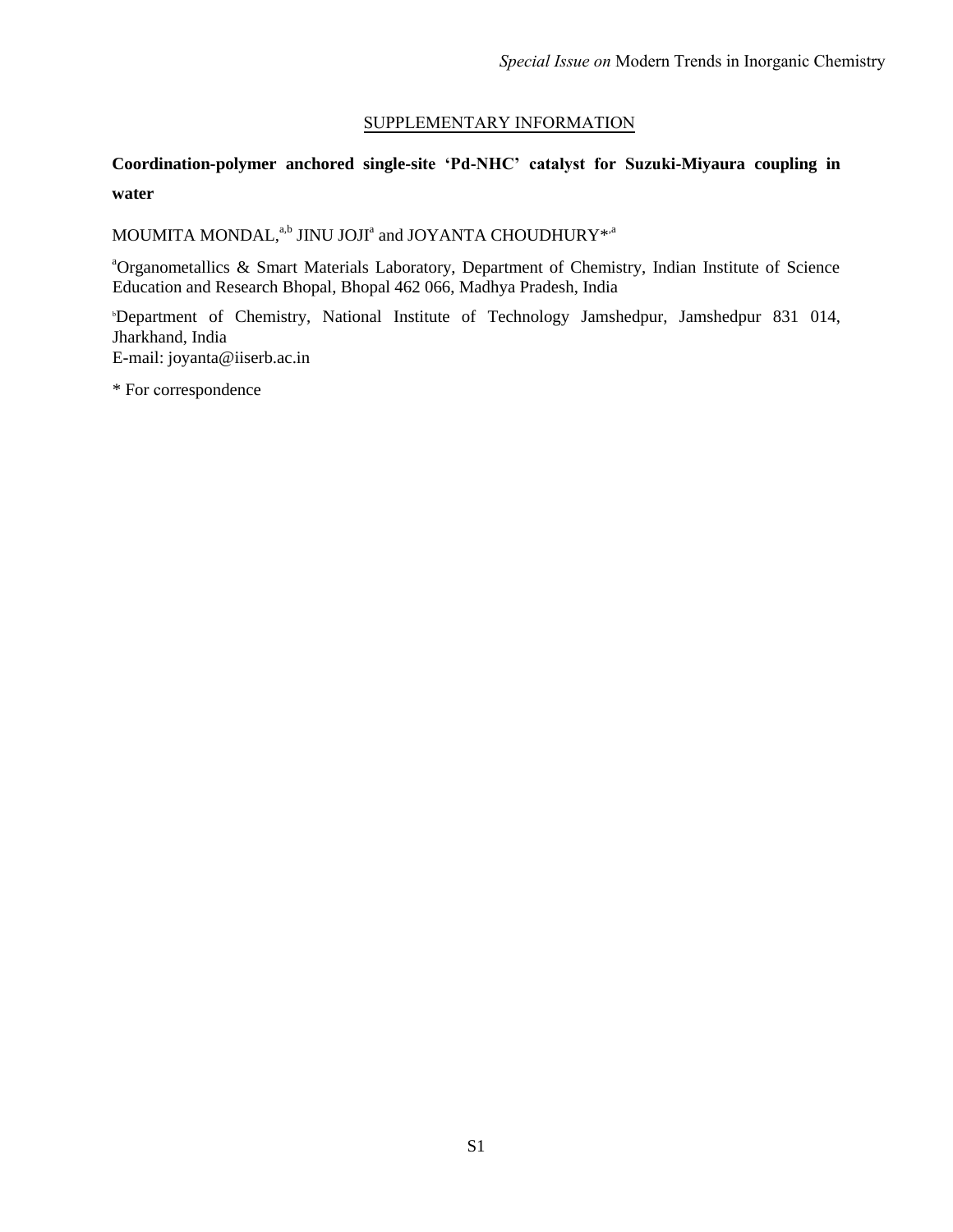Special Issue on Modern Trends in Inorganic Chemistry

SUPPLEMENTARY INFORMATION

**Coordination-polymer anchored single-site 'Pd-NHC' catalyst for Suzuki-Miyaura coupling in water**

MOUMITA MONDAL,[a,b] JINU JOJI[a] and JOYANTA CHOUDHURY*[,a]

[a]Organometallics & Smart Materials Laboratory, Department of Chemistry, Indian Institute of Science Education and Research Bhopal, Bhopal 462 066, Madhya Pradesh, India

[b]Department of Chemistry, National Institute of Technology Jamshedpur, Jamshedpur 831 014, Jharkhand, India
E-mail: joyanta@iiserb.ac.in

* For correspondence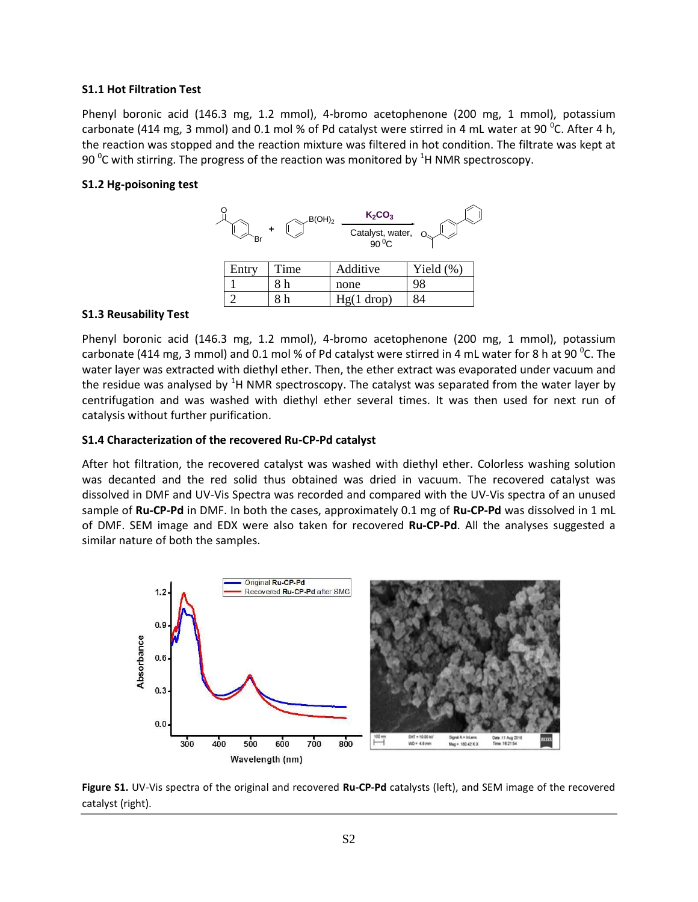### S1.1 Hot Filtration Test

Phenyl boronic acid (146.3 mg, 1.2 mmol), 4-bromo acetophenone (200 mg, 1 mmol), potassium carbonate (414 mg, 3 mmol) and 0.1 mol % of Pd catalyst were stirred in 4 mL water at 90 $^0$C. After 4 h, the reaction was stopped and the reaction mixture was filtered in hot condition. The filtrate was kept at 90 $^0$C with stirring. The progress of the reaction was monitored by $^1$H NMR spectroscopy.

### S1.2 Hg-poisoning test

| Entry | Time | Additive | Yield (%) |
|---|---|---|---|
| 1 | 8 h | none | 98 |
| 2 | 8 h | Hg(1 drop) | 84 |

### S1.3 Reusability Test

Phenyl boronic acid (146.3 mg, 1.2 mmol), 4-bromo acetophenone (200 mg, 1 mmol), potassium carbonate (414 mg, 3 mmol) and 0.1 mol % of Pd catalyst were stirred in 4 mL water for 8 h at 90 $^0$C. The water layer was extracted with diethyl ether. Then, the ether extract was evaporated under vacuum and the residue was analysed by $^1$H NMR spectroscopy. The catalyst was separated from the water layer by centrifugation and was washed with diethyl ether several times. It was then used for next run of catalysis without further purification.

### S1.4 Characterization of the recovered Ru-CP-Pd catalyst

After hot filtration, the recovered catalyst was washed with diethyl ether. Colorless washing solution was decanted and the red solid thus obtained was dried in vacuum. The recovered catalyst was dissolved in DMF and UV-Vis Spectra was recorded and compared with the UV-Vis spectra of an unused sample of **Ru-CP-Pd** in DMF. In both the cases, approximately 0.1 mg of **Ru-CP-Pd** was dissolved in 1 mL of DMF. SEM image and EDX were also taken for recovered **Ru-CP-Pd**. All the analyses suggested a similar nature of both the samples.

**Figure S1.** UV-Vis spectra of the original and recovered **Ru-CP-Pd** catalysts (left), and SEM image of the recovered catalyst (right).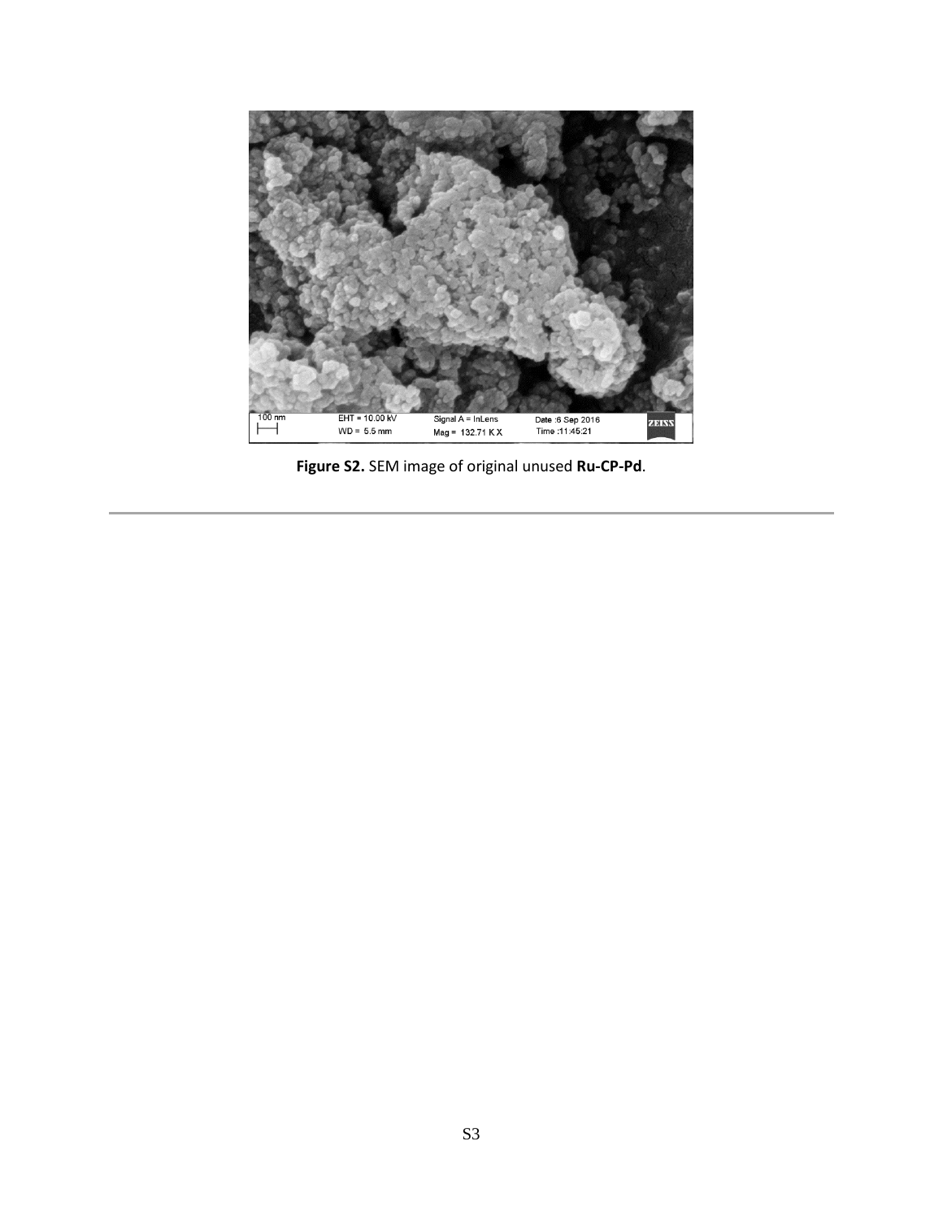**Figure S2.** SEM image of original unused **Ru-CP-Pd**.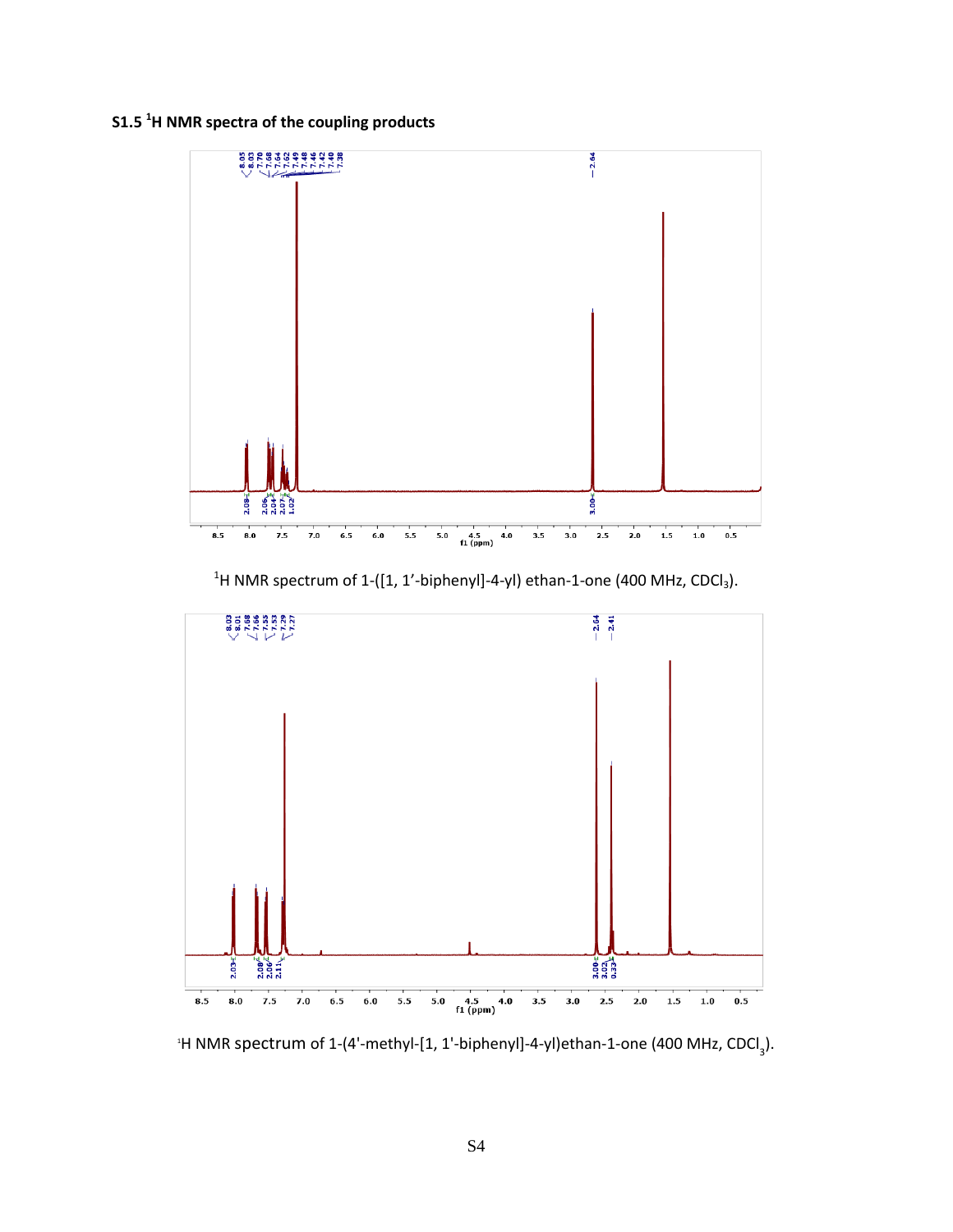## S1.5 $^{1}$H NMR spectra of the coupling products

$^{1}$H NMR spectrum of 1-([1, 1'-biphenyl]-4-yl) ethan-1-one (400 MHz, $CDCl_3$).

$^{1}$H NMR spectrum of 1-(4'-methyl-[1, 1'-biphenyl]-4-yl)ethan-1-one (400 MHz, $CDCl_3$).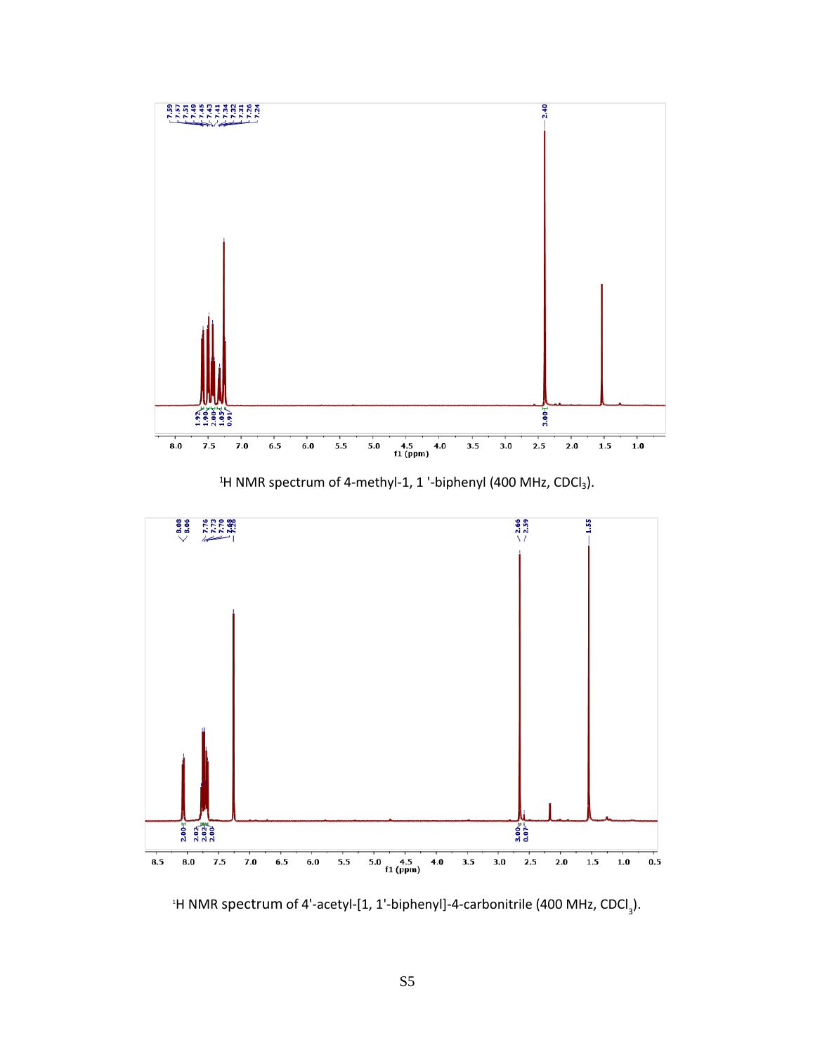$^1$H NMR spectrum of 4-methyl-1, 1 '-biphenyl (400 MHz, $CDCl_3$).

$^1$H NMR spectrum of 4'-acetyl-[1, 1'-biphenyl]-4-carbonitrile (400 MHz, $CDCl_3$).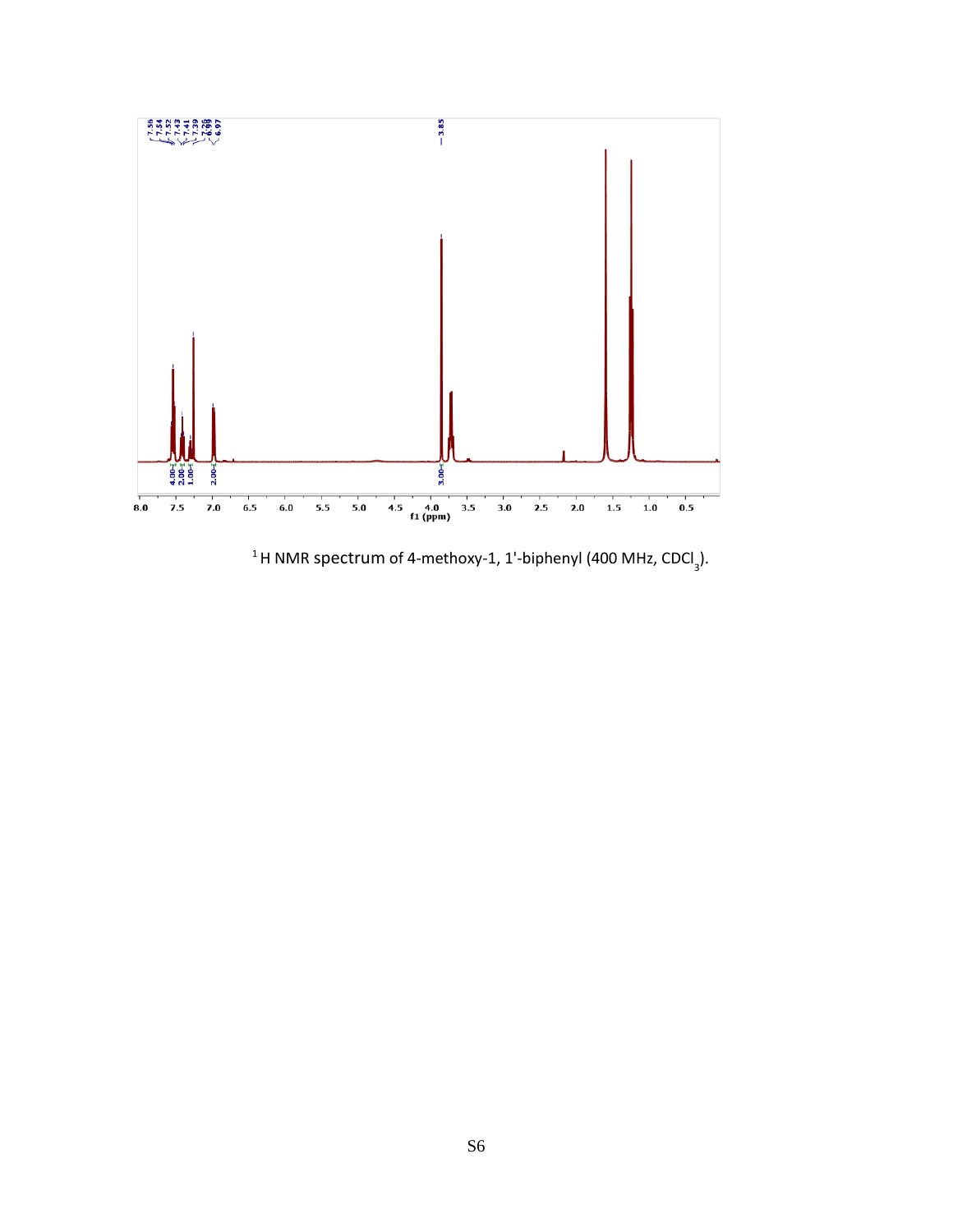7.56
7.54
7.52
7.43
7.41
7.39
7.26
6.99
6.97

3.85

4.00
2.00
1.00
2.00

3.00

8.0 7.5 7.0 6.5 6.0 5.5 5.0 4.5 4.0 3.5 3.0 2.5 2.0 1.5 1.0 0.5
f1 (ppm)

[1]H NMR spectrum of 4-methoxy-1, 1'-biphenyl (400 MHz, $CDCl_3$).